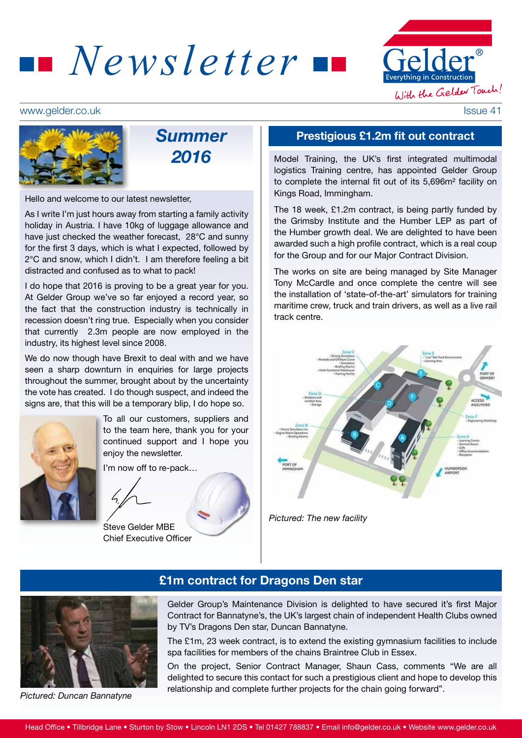# Newsletter

Gelder® Everything in Construction
With the Gelder Touch!

www.gelder.co.uk

Issue 41

## Summer 2016

Hello and welcome to our latest newsletter,

As I write I'm just hours away from starting a family activity holiday in Austria. I have 10kg of luggage allowance and have just checked the weather forecast, 28°C and sunny for the first 3 days, which is what I expected, followed by 2°C and snow, which I didn't. I am therefore feeling a bit distracted and confused as to what to pack!

I do hope that 2016 is proving to be a great year for you. At Gelder Group we've so far enjoyed a record year, so the fact that the construction industry is technically in recession doesn't ring true. Especially when you consider that currently 2.3m people are now employed in the industry, its highest level since 2008.

We do now though have Brexit to deal with and we have seen a sharp downturn in enquiries for large projects throughout the summer, brought about by the uncertainty the vote has created. I do though suspect, and indeed the signs are, that this will be a temporary blip, I do hope so.

To all our customers, suppliers and to the team here, thank you for your continued support and I hope you enjoy the newsletter.

I'm now off to re-pack…

Steve Gelder MBE
Chief Executive Officer

## Prestigious £1.2m fit out contract

Model Training, the UK's first integrated multimodal logistics Training centre, has appointed Gelder Group to complete the internal fit out of its 5,696m² facility on Kings Road, Immingham.

The 18 week, £1.2m contract, is being partly funded by the Grimsby Institute and the Humber LEP as part of the Humber growth deal. We are delighted to have been awarded such a high profile contract, which is a real coup for the Group and for our Major Contract Division.

The works on site are being managed by Site Manager Tony McCardle and once complete the centre will see the installation of 'state-of-the-art' simulators for training maritime crew, truck and train drivers, as well as a live rail track centre.

*Pictured: The new facility*

## £1m contract for Dragons Den star

Gelder Group's Maintenance Division is delighted to have secured it's first Major Contract for Bannatyne's, the UK's largest chain of independent Health Clubs owned by TV's Dragons Den star, Duncan Bannatyne.

The £1m, 23 week contract, is to extend the existing gymnasium facilities to include spa facilities for members of the chains Braintree Club in Essex.

On the project, Senior Contract Manager, Shaun Cass, comments "We are all delighted to secure this contact for such a prestigious client and hope to develop this relationship and complete further projects for the chain going forward".

*Pictured: Duncan Bannatyne*

Head Office • Tillbridge Lane • Sturton by Stow • Lincoln LN1 2DS • Tel 01427 788837 • Email info@gelder.co.uk • Website www.gelder.co.uk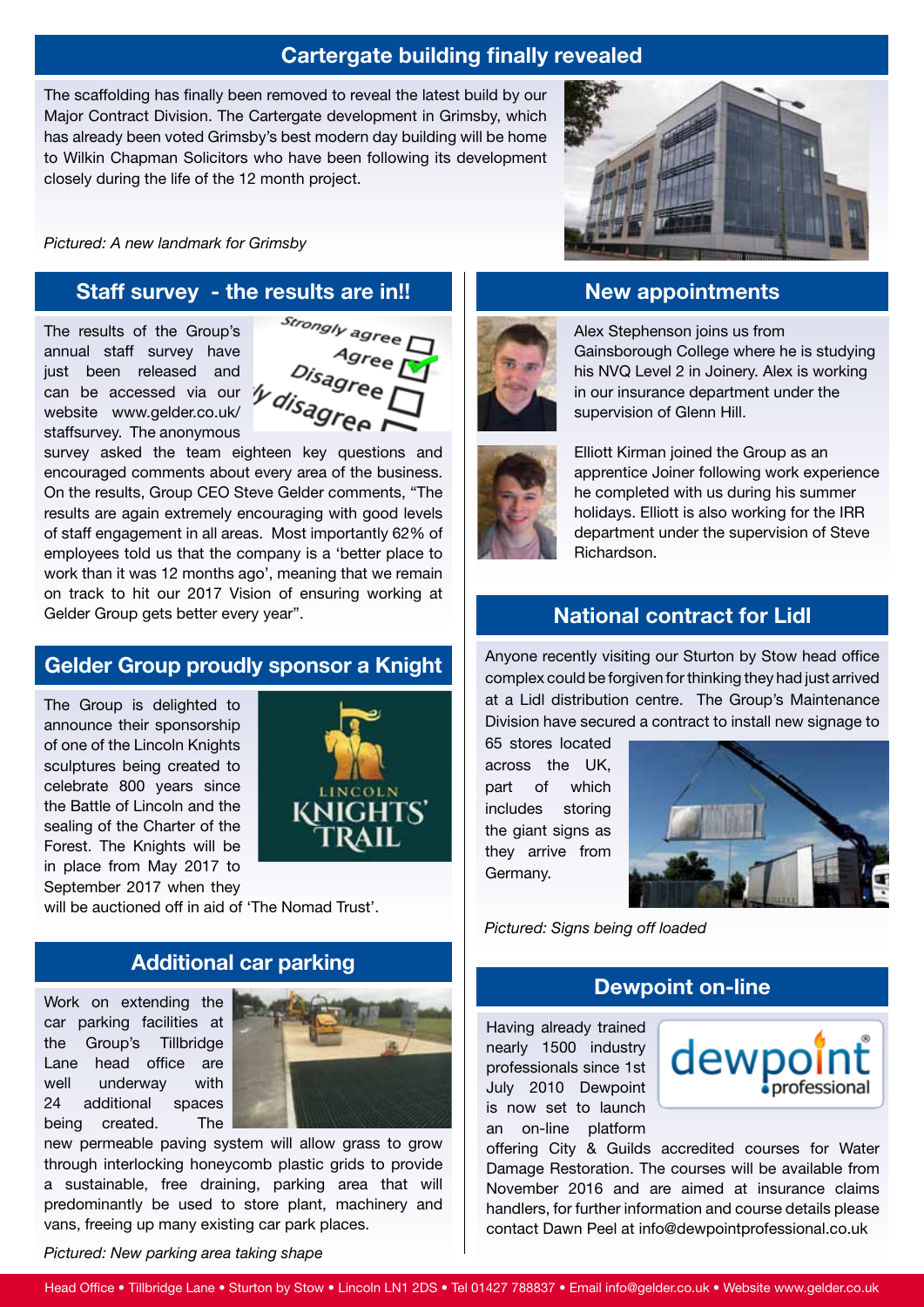## Cartergate building finally revealed

The scaffolding has finally been removed to reveal the latest build by our Major Contract Division. The Cartergate development in Grimsby, which has already been voted Grimsby's best modern day building will be home to Wilkin Chapman Solicitors who have been following its development closely during the life of the 12 month project.

*Pictured: A new landmark for Grimsby*

## Staff survey - the results are in!!

The results of the Group's annual staff survey have just been released and can be accessed via our website www.gelder.co.uk/staffsurvey. The anonymous survey asked the team eighteen key questions and encouraged comments about every area of the business. On the results, Group CEO Steve Gelder comments, "The results are again extremely encouraging with good levels of staff engagement in all areas. Most importantly 62% of employees told us that the company is a 'better place to work than it was 12 months ago', meaning that we remain on track to hit our 2017 Vision of ensuring working at Gelder Group gets better every year".

## Gelder Group proudly sponsor a Knight

The Group is delighted to announce their sponsorship of one of the Lincoln Knights sculptures being created to celebrate 800 years since the Battle of Lincoln and the sealing of the Charter of the Forest. The Knights will be in place from May 2017 to September 2017 when they will be auctioned off in aid of 'The Nomad Trust'.

## Additional car parking

Work on extending the car parking facilities at the Group's Tillbridge Lane head office are well underway with 24 additional spaces being created. The new permeable paving system will allow grass to grow through interlocking honeycomb plastic grids to provide a sustainable, free draining, parking area that will predominantly be used to store plant, machinery and vans, freeing up many existing car park places.

*Pictured: New parking area taking shape*

## New appointments

Alex Stephenson joins us from Gainsborough College where he is studying his NVQ Level 2 in Joinery. Alex is working in our insurance department under the supervision of Glenn Hill.

Elliott Kirman joined the Group as an apprentice Joiner following work experience he completed with us during his summer holidays. Elliott is also working for the IRR department under the supervision of Steve Richardson.

## National contract for Lidl

Anyone recently visiting our Sturton by Stow head office complex could be forgiven for thinking they had just arrived at a Lidl distribution centre. The Group's Maintenance Division have secured a contract to install new signage to 65 stores located across the UK, part of which includes storing the giant signs as they arrive from Germany.

*Pictured: Signs being off loaded*

## Dewpoint on-line

Having already trained nearly 1500 industry professionals since 1st July 2010 Dewpoint is now set to launch an on-line platform offering City & Guilds accredited courses for Water Damage Restoration. The courses will be available from November 2016 and are aimed at insurance claims handlers, for further information and course details please contact Dawn Peel at info@dewpointprofessional.co.uk

Head Office • Tillbridge Lane • Sturton by Stow • Lincoln LN1 2DS • Tel 01427 788837 • Email info@gelder.co.uk • Website www.gelder.co.uk